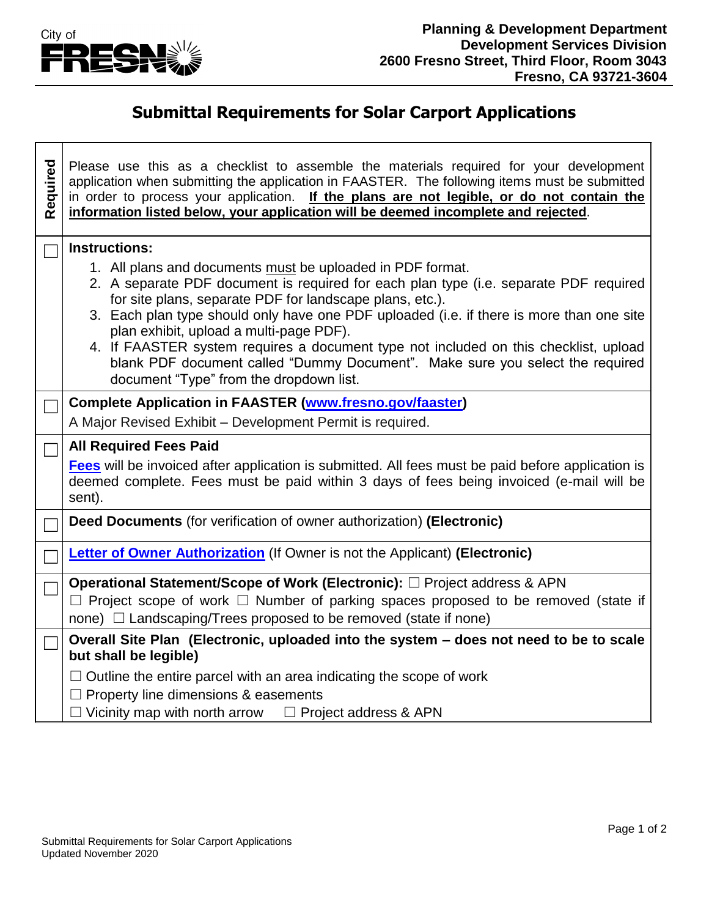City of FRESNO

**Planning & Development Department**
**Development Services Division**
**2600 Fresno Street, Third Floor, Room 3043**
**Fresno, CA 93721-3604**

# Submittal Requirements for Solar Carport Applications

| Required | |
|---|---|
| | Please use this as a checklist to assemble the materials required for your development application when submitting the application in FAASTER. The following items must be submitted in order to process your application. **If the plans are not legible, or do not contain the information listed below, your application will be deemed incomplete and rejected**. |
| ☐ | **Instructions:**<br>1. All plans and documents must be uploaded in PDF format.<br>2. A separate PDF document is required for each plan type (i.e. separate PDF required for site plans, separate PDF for landscape plans, etc.).<br>3. Each plan type should only have one PDF uploaded (i.e. if there is more than one site plan exhibit, upload a multi-page PDF).<br>4. If FAASTER system requires a document type not included on this checklist, upload blank PDF document called "Dummy Document". Make sure you select the required document "Type" from the dropdown list. |
| ☐ | **Complete Application in FAASTER (www.fresno.gov/faaster)**<br>A Major Revised Exhibit – Development Permit is required. |
| ☐ | **All Required Fees Paid**<br>**Fees** will be invoiced after application is submitted. All fees must be paid before application is deemed complete. Fees must be paid within 3 days of fees being invoiced (e-mail will be sent). |
| ☐ | **Deed Documents** (for verification of owner authorization) **(Electronic)** |
| ☐ | **Letter of Owner Authorization** (If Owner is not the Applicant) **(Electronic)** |
| ☐ | **Operational Statement/Scope of Work (Electronic):** ☐ Project address & APN ☐ Project scope of work ☐ Number of parking spaces proposed to be removed (state if none) ☐ Landscaping/Trees proposed to be removed (state if none) |
| ☐ | **Overall Site Plan (Electronic, uploaded into the system – does not need to be to scale but shall be legible)**<br>☐ Outline the entire parcel with an area indicating the scope of work<br>☐ Property line dimensions & easements<br>☐ Vicinity map with north arrow ☐ Project address & APN |

Submittal Requirements for Solar Carport Applications
Updated November 2020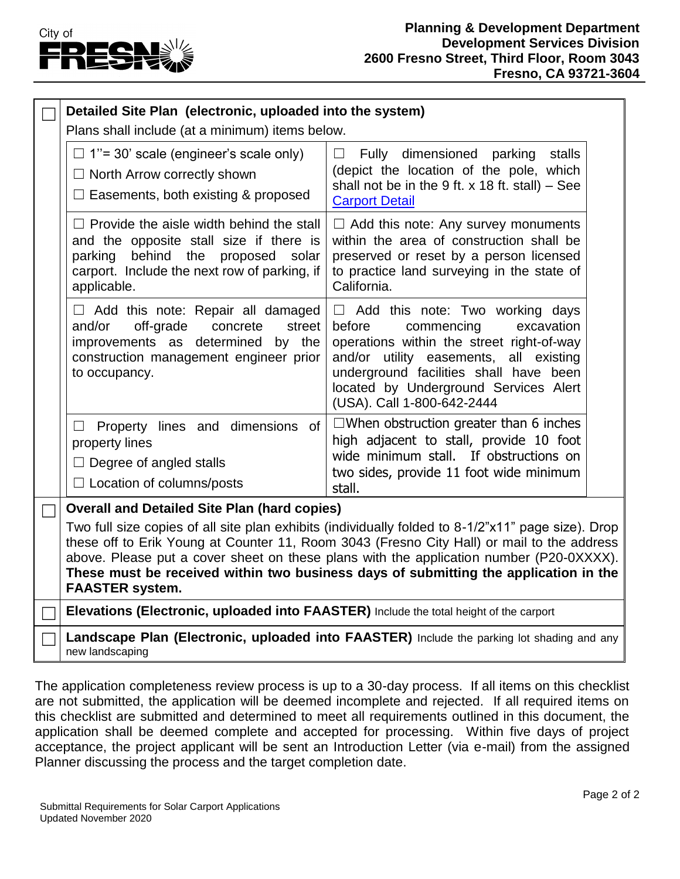City of FRESNO

**Planning & Development Department**
**Development Services Division**
**2600 Fresno Street, Third Floor, Room 3043**
**Fresno, CA 93721-3604**

| | |
|---|---|
| ☐ | **Detailed Site Plan (electronic, uploaded into the system)**<br>Plans shall include (at a minimum) items below.<br>☐ 1"= 30' scale (engineer's scale only)<br>☐ North Arrow correctly shown<br>☐ Easements, both existing & proposed<br>☐ Fully dimensioned parking stalls (depict the location of the pole, which shall not be in the 9 ft. x 18 ft. stall) – See Carport Detail<br>☐ Provide the aisle width behind the stall and the opposite stall size if there is parking behind the proposed solar carport. Include the next row of parking, if applicable.<br>☐ Add this note: Any survey monuments within the area of construction shall be preserved or reset by a person licensed to practice land surveying in the state of California.<br>☐ Add this note: Repair all damaged and/or off-grade concrete street improvements as determined by the construction management engineer prior to occupancy.<br>☐ Add this note: Two working days before commencing excavation operations within the street right-of-way and/or utility easements, all existing underground facilities shall have been located by Underground Services Alert (USA). Call 1-800-642-2444<br>☐ Property lines and dimensions of property lines<br>☐ Degree of angled stalls<br>☐ Location of columns/posts<br>☐ When obstruction greater than 6 inches high adjacent to stall, provide 10 foot wide minimum stall. If obstructions on two sides, provide 11 foot wide minimum stall. |
| ☐ | **Overall and Detailed Site Plan (hard copies)**<br>Two full size copies of all site plan exhibits (individually folded to 8-1/2"x11" page size). Drop these off to Erik Young at Counter 11, Room 3043 (Fresno City Hall) or mail to the address above. Please put a cover sheet on these plans with the application number (P20-0XXXX). **These must be received within two business days of submitting the application in the FAASTER system.** |
| ☐ | **Elevations (Electronic, uploaded into FAASTER)** Include the total height of the carport |
| ☐ | **Landscape Plan (Electronic, uploaded into FAASTER)** Include the parking lot shading and any new landscaping |

The application completeness review process is up to a 30-day process. If all items on this checklist are not submitted, the application will be deemed incomplete and rejected. If all required items on this checklist are submitted and determined to meet all requirements outlined in this document, the application shall be deemed complete and accepted for processing. Within five days of project acceptance, the project applicant will be sent an Introduction Letter (via e-mail) from the assigned Planner discussing the process and the target completion date.

Submittal Requirements for Solar Carport Applications
Updated November 2020